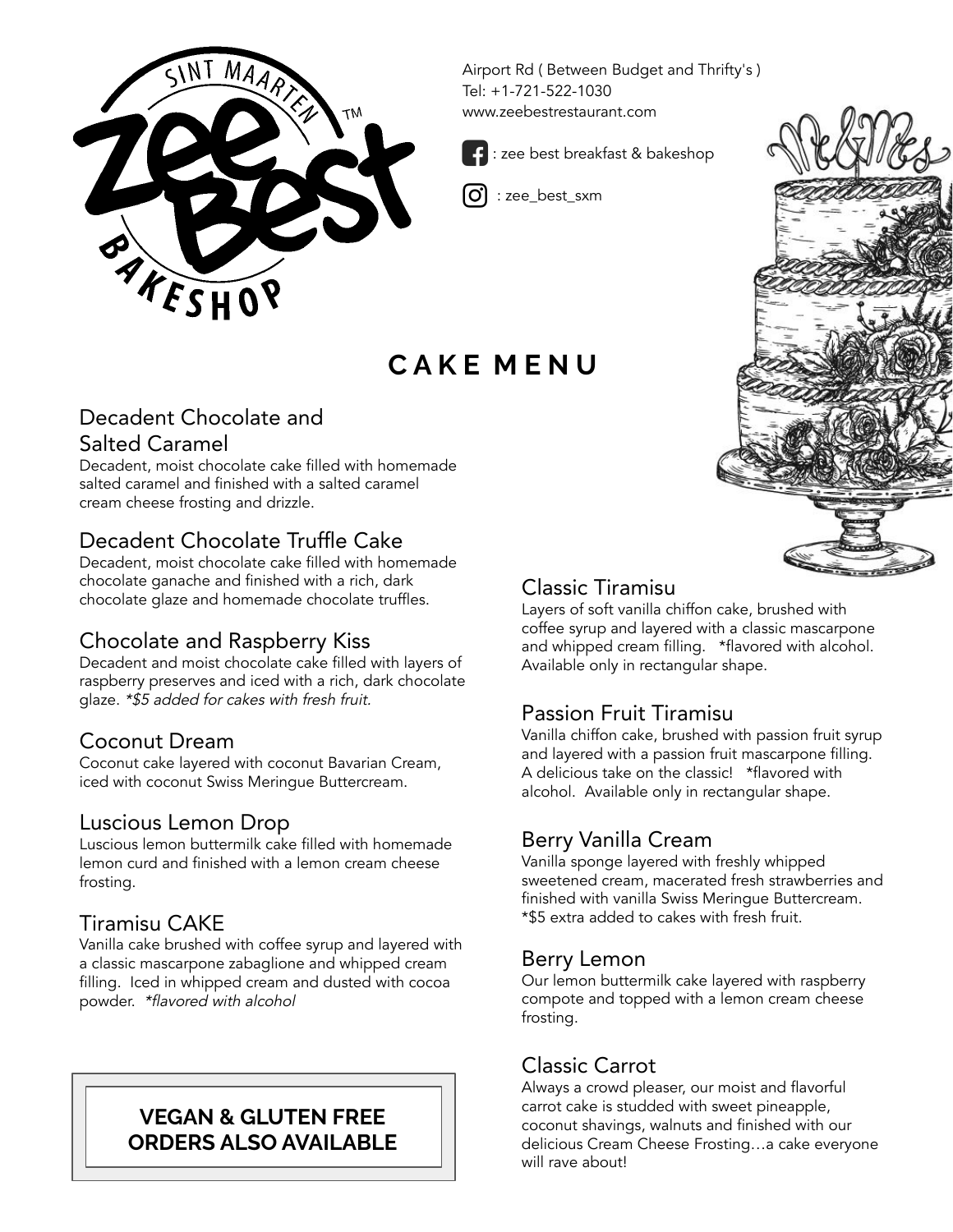Airport Rd ( Between Budget and Thrifty's )
Tel: +1-721-522-1030
www.zeebestrestaurant.com

: zee best breakfast & bakeshop

: zee_best_sxm

# CAKE MENU

### Decadent Chocolate and Salted Caramel

Decadent, moist chocolate cake filled with homemade salted caramel and finished with a salted caramel cream cheese frosting and drizzle.

### Decadent Chocolate Truffle Cake

Decadent, moist chocolate cake filled with homemade chocolate ganache and finished with a rich, dark chocolate glaze and homemade chocolate truffles.

### Chocolate and Raspberry Kiss

Decadent and moist chocolate cake filled with layers of raspberry preserves and iced with a rich, dark chocolate glaze. *\*$5 added for cakes with fresh fruit.*

### Coconut Dream

Coconut cake layered with coconut Bavarian Cream, iced with coconut Swiss Meringue Buttercream.

### Luscious Lemon Drop

Luscious lemon buttermilk cake filled with homemade lemon curd and finished with a lemon cream cheese frosting.

### Tiramisu CAKE

Vanilla cake brushed with coffee syrup and layered with a classic mascarpone zabaglione and whipped cream filling. Iced in whipped cream and dusted with cocoa powder. *\*flavored with alcohol*

**VEGAN & GLUTEN FREE ORDERS ALSO AVAILABLE**

### Classic Tiramisu

Layers of soft vanilla chiffon cake, brushed with coffee syrup and layered with a classic mascarpone and whipped cream filling. *flavored with alcohol. Available only in rectangular shape.

### Passion Fruit Tiramisu

Vanilla chiffon cake, brushed with passion fruit syrup and layered with a passion fruit mascarpone filling. A delicious take on the classic! *flavored with alcohol. Available only in rectangular shape.

### Berry Vanilla Cream

Vanilla sponge layered with freshly whipped sweetened cream, macerated fresh strawberries and finished with vanilla Swiss Meringue Buttercream. *$5 extra added to cakes with fresh fruit.

### Berry Lemon

Our lemon buttermilk cake layered with raspberry compote and topped with a lemon cream cheese frosting.

### Classic Carrot

Always a crowd pleaser, our moist and flavorful carrot cake is studded with sweet pineapple, coconut shavings, walnuts and finished with our delicious Cream Cheese Frosting…a cake everyone will rave about!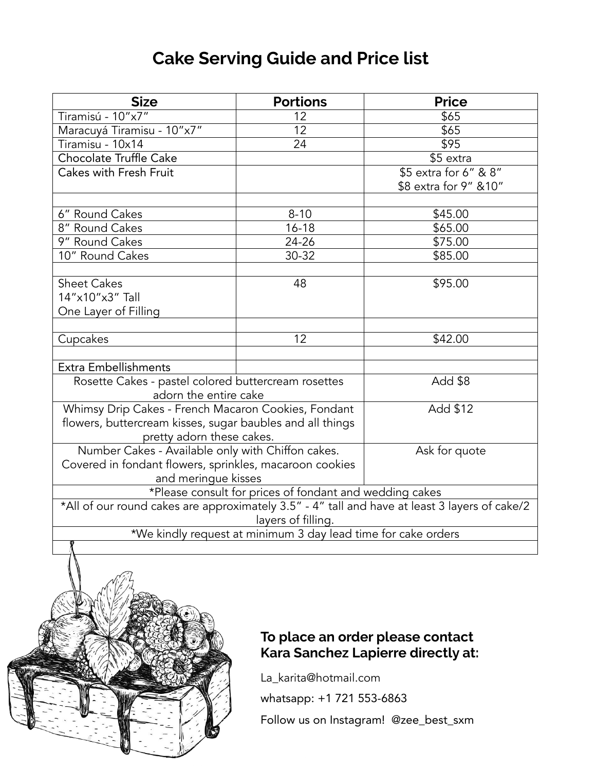# Cake Serving Guide and Price list

| Size | Portions | Price |
|---|---|---|
| Tiramisú - 10”x7” | 12 | $65 |
| Maracuyá Tiramisu - 10”x7” | 12 | $65 |
| Tiramisu - 10x14 | 24 | $95 |
| Chocolate Truffle Cake | | $5 extra |
| Cakes with Fresh Fruit | | $5 extra for 6” & 8”<br>$8 extra for 9” &10” |
| | | |
| 6” Round Cakes | 8-10 | $45.00 |
| 8” Round Cakes | 16-18 | $65.00 |
| 9” Round Cakes | 24-26 | $75.00 |
| 10” Round Cakes | 30-32 | $85.00 |
| | | |
| Sheet Cakes<br>14”x10”x3” Tall<br>One Layer of Filling | 48 | $95.00 |
| | | |
| Cupcakes | 12 | $42.00 |
| | | |
| Extra Embellishments | | |
| Rosette Cakes - pastel colored buttercream rosettes adorn the entire cake | | Add $8 |
| Whimsy Drip Cakes - French Macaron Cookies, Fondant flowers, buttercream kisses, sugar baubles and all things pretty adorn these cakes. | | Add $12 |
| Number Cakes - Available only with Chiffon cakes. Covered in fondant flowers, sprinkles, macaroon cookies and meringue kisses | | Ask for quote |
| *Please consult for prices of fondant and wedding cakes | | |
| *All of our round cakes are approximately 3.5” - 4” tall and have at least 3 layers of cake/2 layers of filling. | | |
| *We kindly request at minimum 3 day lead time for cake orders | | |

**To place an order please contact Kara Sanchez Lapierre directly at:**

La_karita@hotmail.com

whatsapp: +1 721 553-6863

Follow us on Instagram! @zee_best_sxm